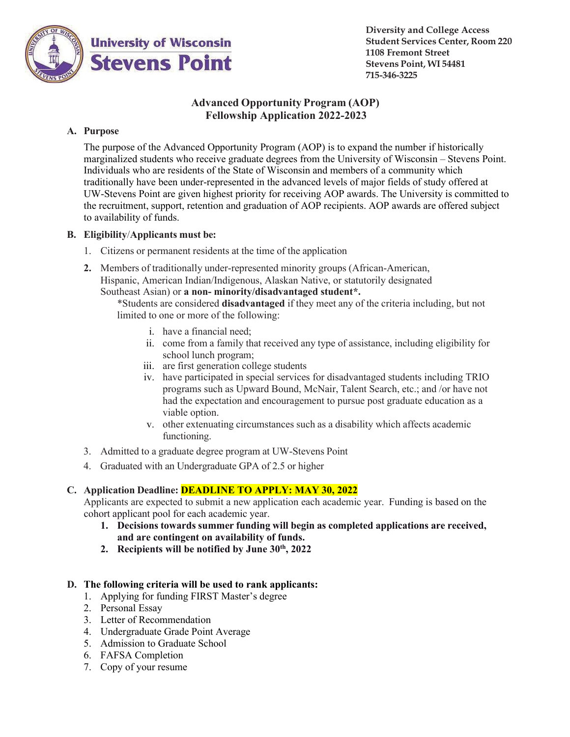University of Wisconsin Stevens Point

**Diversity and College Access**
**Student Services Center, Room 220**
**1108 Fremont Street**
**Stevens Point, WI 54481**
**715-346-3225**

# Advanced Opportunity Program (AOP) Fellowship Application 2022-2023

## A. Purpose

The purpose of the Advanced Opportunity Program (AOP) is to expand the number if historically marginalized students who receive graduate degrees from the University of Wisconsin – Stevens Point. Individuals who are residents of the State of Wisconsin and members of a community which traditionally have been under-represented in the advanced levels of major fields of study offered at UW-Stevens Point are given highest priority for receiving AOP awards. The University is committed to the recruitment, support, retention and graduation of AOP recipients. AOP awards are offered subject to availability of funds.

## B. Eligibility/Applicants must be:

1. Citizens or permanent residents at the time of the application
2. Members of traditionally under-represented minority groups (African-American, Hispanic, American Indian/Indigenous, Alaskan Native, or statutorily designated Southeast Asian) or **a non- minority/disadvantaged student*.**

   *Students are considered **disadvantaged** if they meet any of the criteria including, but not limited to one or more of the following:

   i. have a financial need;
   ii. come from a family that received any type of assistance, including eligibility for school lunch program;
   iii. are first generation college students
   iv. have participated in special services for disadvantaged students including TRIO programs such as Upward Bound, McNair, Talent Search, etc.; and /or have not had the expectation and encouragement to pursue post graduate education as a viable option.
   v. other extenuating circumstances such as a disability which affects academic functioning.
3. Admitted to a graduate degree program at UW-Stevens Point
4. Graduated with an Undergraduate GPA of 2.5 or higher

## C. Application Deadline: DEADLINE TO APPLY: MAY 30, 2022

Applicants are expected to submit a new application each academic year. Funding is based on the cohort applicant pool for each academic year.

1. **Decisions towards summer funding will begin as completed applications are received, and are contingent on availability of funds.**
2. **Recipients will be notified by June 30th, 2022**

## D. The following criteria will be used to rank applicants:

1. Applying for funding FIRST Master's degree
2. Personal Essay
3. Letter of Recommendation
4. Undergraduate Grade Point Average
5. Admission to Graduate School
6. FAFSA Completion
7. Copy of your resume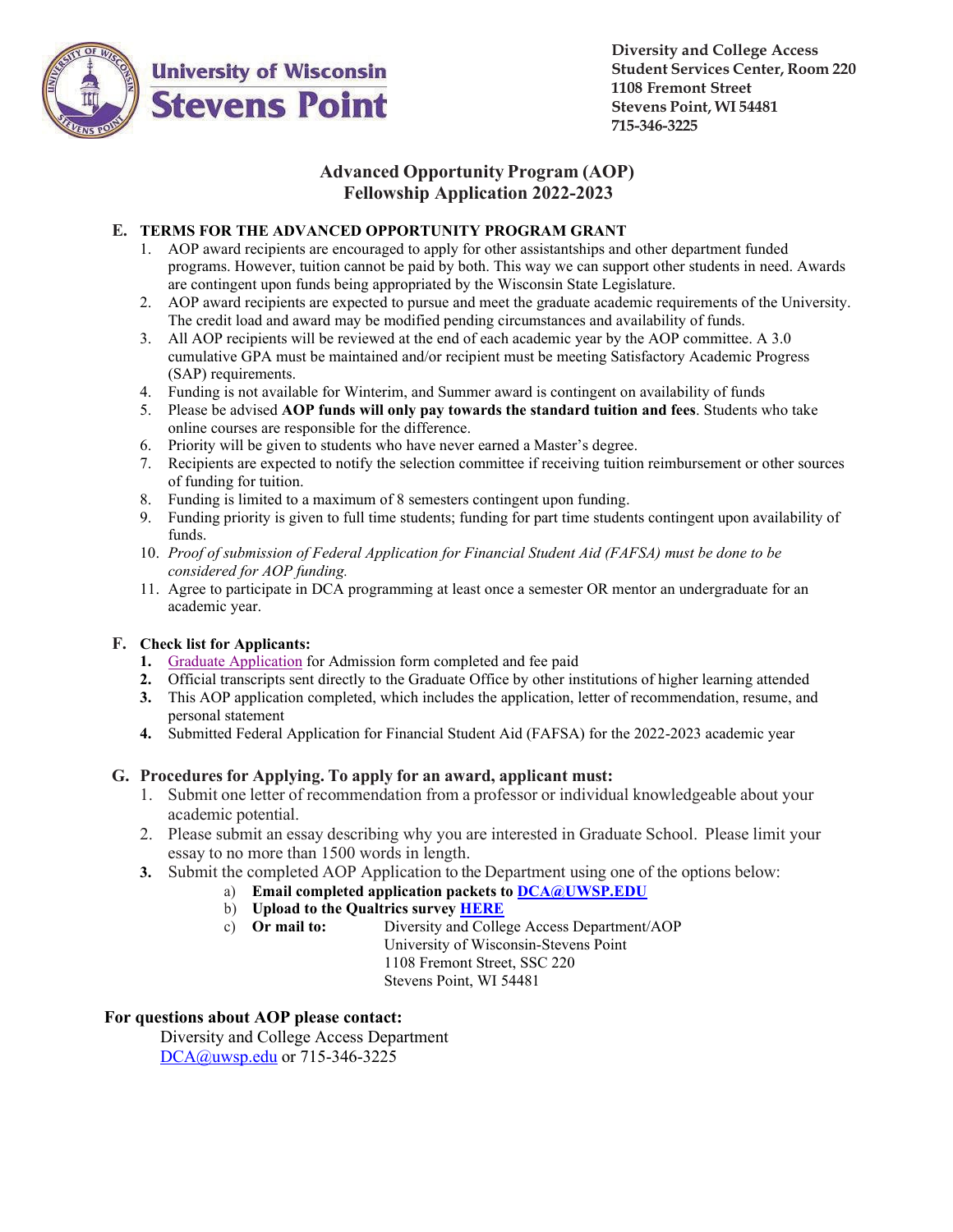Diversity and College Access
Student Services Center, Room 220
1108 Fremont Street
Stevens Point, WI 54481
715-346-3225

# Advanced Opportunity Program (AOP)
# Fellowship Application 2022-2023

## E. TERMS FOR THE ADVANCED OPPORTUNITY PROGRAM GRANT

1. AOP award recipients are encouraged to apply for other assistantships and other department funded programs. However, tuition cannot be paid by both. This way we can support other students in need. Awards are contingent upon funds being appropriated by the Wisconsin State Legislature.
2. AOP award recipients are expected to pursue and meet the graduate academic requirements of the University. The credit load and award may be modified pending circumstances and availability of funds.
3. All AOP recipients will be reviewed at the end of each academic year by the AOP committee. A 3.0 cumulative GPA must be maintained and/or recipient must be meeting Satisfactory Academic Progress (SAP) requirements.
4. Funding is not available for Winterim, and Summer award is contingent on availability of funds
5. Please be advised **AOP funds will only pay towards the standard tuition and fees**. Students who take online courses are responsible for the difference.
6. Priority will be given to students who have never earned a Master's degree.
7. Recipients are expected to notify the selection committee if receiving tuition reimbursement or other sources of funding for tuition.
8. Funding is limited to a maximum of 8 semesters contingent upon funding.
9. Funding priority is given to full time students; funding for part time students contingent upon availability of funds.
10. *Proof of submission of Federal Application for Financial Student Aid (FAFSA) must be done to be considered for AOP funding.*
11. Agree to participate in DCA programming at least once a semester OR mentor an undergraduate for an academic year.

## F. Check list for Applicants:

1. Graduate Application for Admission form completed and fee paid
2. Official transcripts sent directly to the Graduate Office by other institutions of higher learning attended
3. This AOP application completed, which includes the application, letter of recommendation, resume, and personal statement
4. Submitted Federal Application for Financial Student Aid (FAFSA) for the 2022-2023 academic year

## G. Procedures for Applying. To apply for an award, applicant must:

1. Submit one letter of recommendation from a professor or individual knowledgeable about your academic potential.
2. Please submit an essay describing why you are interested in Graduate School. Please limit your essay to no more than 1500 words in length.
3. Submit the completed AOP Application to the Department using one of the options below:
   a) **Email completed application packets to DCA@UWSP.EDU**
   b) **Upload to the Qualtrics survey HERE**
   c) **Or mail to:** Diversity and College Access Department/AOP
      University of Wisconsin-Stevens Point
      1108 Fremont Street, SSC 220
      Stevens Point, WI 54481

**For questions about AOP please contact:**

Diversity and College Access Department
DCA@uwsp.edu or 715-346-3225